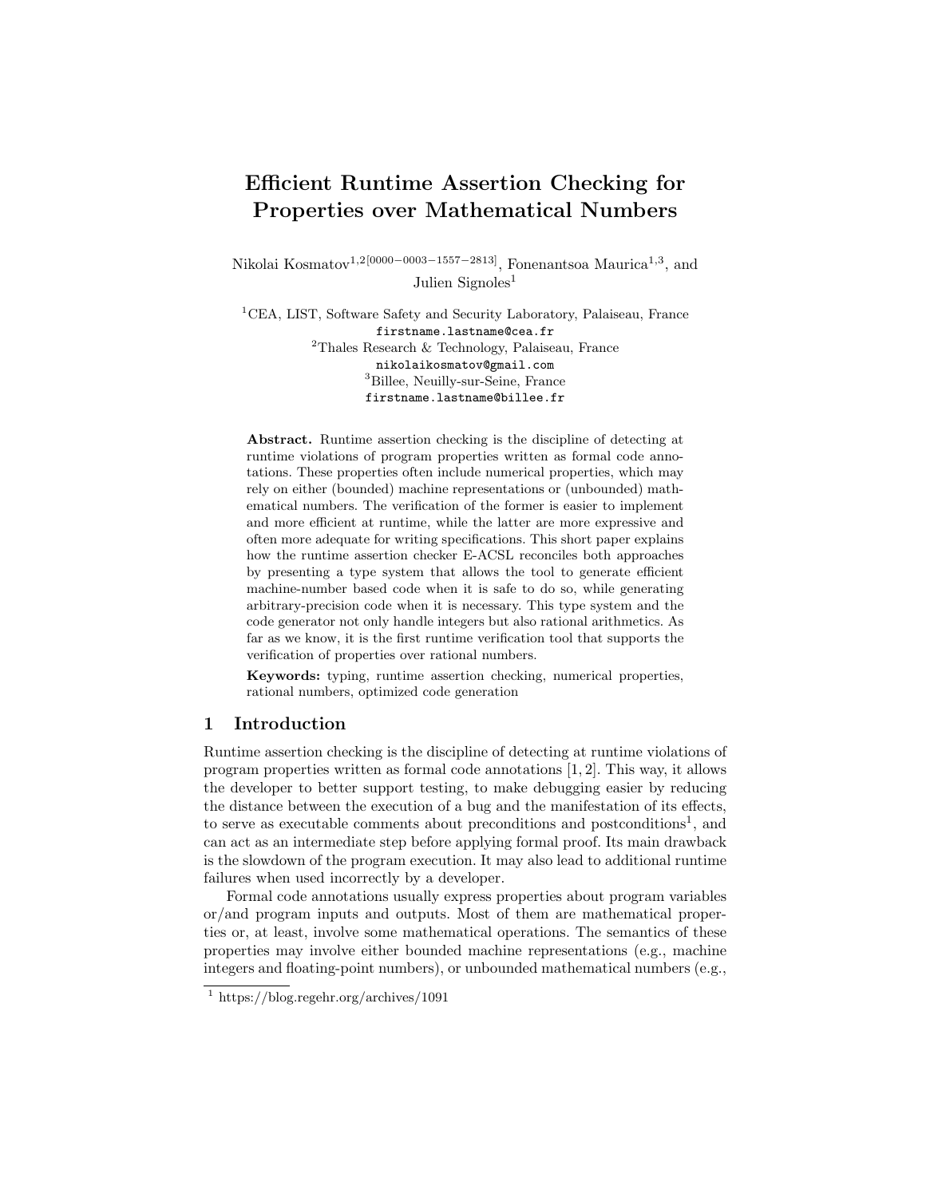# Efficient Runtime Assertion Checking for Properties over Mathematical Numbers

Nikolai Kosmatov[1,2][0000−0003−1557−2813], Fonenantsoa Maurica[1,3], and Julien Signoles[1]

[1]CEA, LIST, Software Safety and Security Laboratory, Palaiseau, France
firstname.lastname@cea.fr
[2]Thales Research & Technology, Palaiseau, France
nikolaikosmatov@gmail.com
[3]Billee, Neuilly-sur-Seine, France
firstname.lastname@billee.fr

**Abstract.** Runtime assertion checking is the discipline of detecting at runtime violations of program properties written as formal code annotations. These properties often include numerical properties, which may rely on either (bounded) machine representations or (unbounded) mathematical numbers. The verification of the former is easier to implement and more efficient at runtime, while the latter are more expressive and often more adequate for writing specifications. This short paper explains how the runtime assertion checker E-ACSL reconciles both approaches by presenting a type system that allows the tool to generate efficient machine-number based code when it is safe to do so, while generating arbitrary-precision code when it is necessary. This type system and the code generator not only handle integers but also rational arithmetics. As far as we know, it is the first runtime verification tool that supports the verification of properties over rational numbers.

**Keywords:** typing, runtime assertion checking, numerical properties, rational numbers, optimized code generation

## 1 Introduction

Runtime assertion checking is the discipline of detecting at runtime violations of program properties written as formal code annotations [1, 2]. This way, it allows the developer to better support testing, to make debugging easier by reducing the distance between the execution of a bug and the manifestation of its effects, to serve as executable comments about preconditions and postconditions[1], and can act as an intermediate step before applying formal proof. Its main drawback is the slowdown of the program execution. It may also lead to additional runtime failures when used incorrectly by a developer.

Formal code annotations usually express properties about program variables or/and program inputs and outputs. Most of them are mathematical properties or, at least, involve some mathematical operations. The semantics of these properties may involve either bounded machine representations (e.g., machine integers and floating-point numbers), or unbounded mathematical numbers (e.g.,

[1] https://blog.regehr.org/archives/1091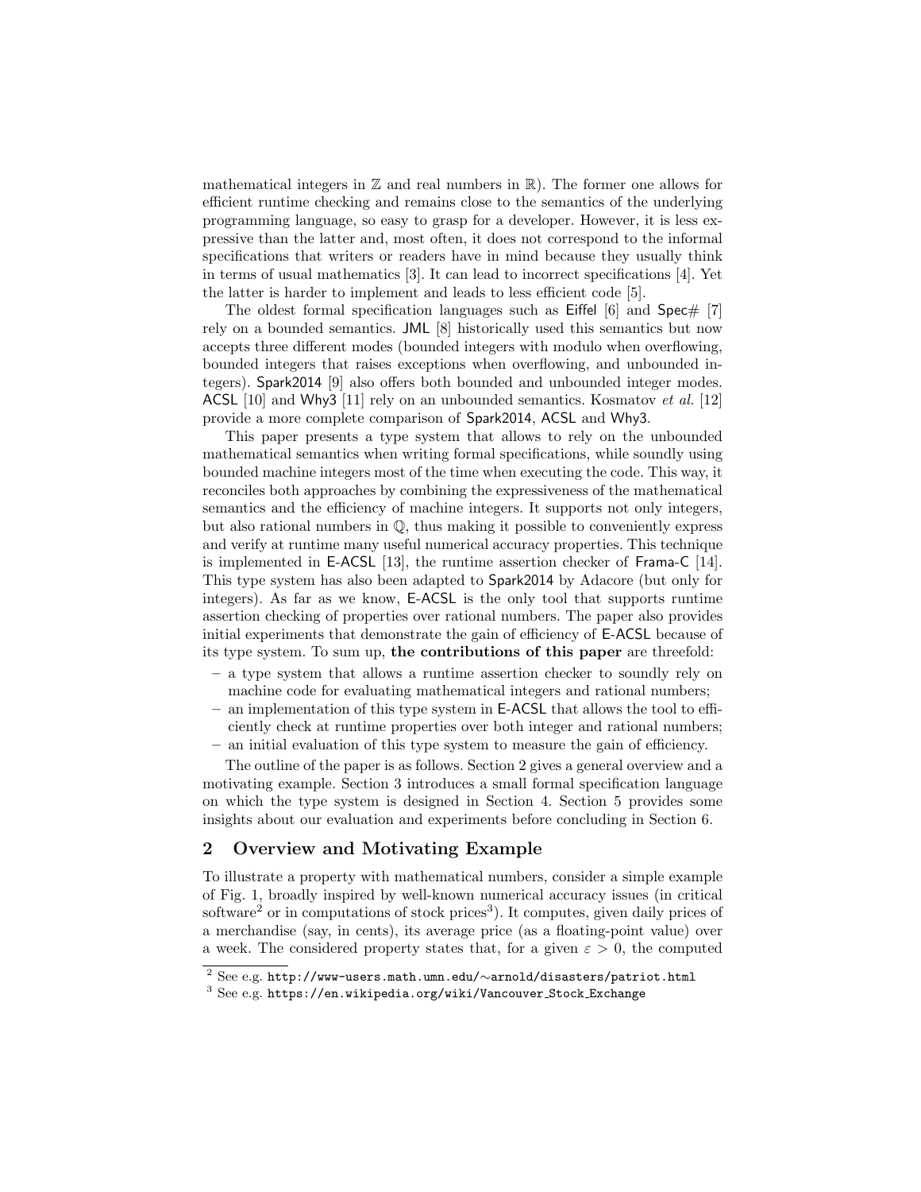mathematical integers in $\mathbb{Z}$ and real numbers in $\mathbb{R}$). The former one allows for efficient runtime checking and remains close to the semantics of the underlying programming language, so easy to grasp for a developer. However, it is less expressive than the latter and, most often, it does not correspond to the informal specifications that writers or readers have in mind because they usually think in terms of usual mathematics [3]. It can lead to incorrect specifications [4]. Yet the latter is harder to implement and leads to less efficient code [5].

The oldest formal specification languages such as Eiffel [6] and Spec# [7] rely on a bounded semantics. JML [8] historically used this semantics but now accepts three different modes (bounded integers with modulo when overflowing, bounded integers that raises exceptions when overflowing, and unbounded integers). Spark2014 [9] also offers both bounded and unbounded integer modes. ACSL [10] and Why3 [11] rely on an unbounded semantics. Kosmatov *et al.* [12] provide a more complete comparison of Spark2014, ACSL and Why3.

This paper presents a type system that allows to rely on the unbounded mathematical semantics when writing formal specifications, while soundly using bounded machine integers most of the time when executing the code. This way, it reconciles both approaches by combining the expressiveness of the mathematical semantics and the efficiency of machine integers. It supports not only integers, but also rational numbers in $\mathbb{Q}$, thus making it possible to conveniently express and verify at runtime many useful numerical accuracy properties. This technique is implemented in E-ACSL [13], the runtime assertion checker of Frama-C [14]. This type system has also been adapted to Spark2014 by Adacore (but only for integers). As far as we know, E-ACSL is the only tool that supports runtime assertion checking of properties over rational numbers. The paper also provides initial experiments that demonstrate the gain of efficiency of E-ACSL because of its type system. To sum up, **the contributions of this paper** are threefold:

- a type system that allows a runtime assertion checker to soundly rely on machine code for evaluating mathematical integers and rational numbers;
- an implementation of this type system in E-ACSL that allows the tool to efficiently check at runtime properties over both integer and rational numbers;
- an initial evaluation of this type system to measure the gain of efficiency.

The outline of the paper is as follows. Section 2 gives a general overview and a motivating example. Section 3 introduces a small formal specification language on which the type system is designed in Section 4. Section 5 provides some insights about our evaluation and experiments before concluding in Section 6.

## 2 Overview and Motivating Example

To illustrate a property with mathematical numbers, consider a simple example of Fig. 1, broadly inspired by well-known numerical accuracy issues (in critical software[2] or in computations of stock prices[3]). It computes, given daily prices of a merchandise (say, in cents), its average price (as a floating-point value) over a week. The considered property states that, for a given $\varepsilon > 0$, the computed

[2] See e.g. http://www-users.math.umn.edu/~arnold/disasters/patriot.html

[3] See e.g. https://en.wikipedia.org/wiki/Vancouver_Stock_Exchange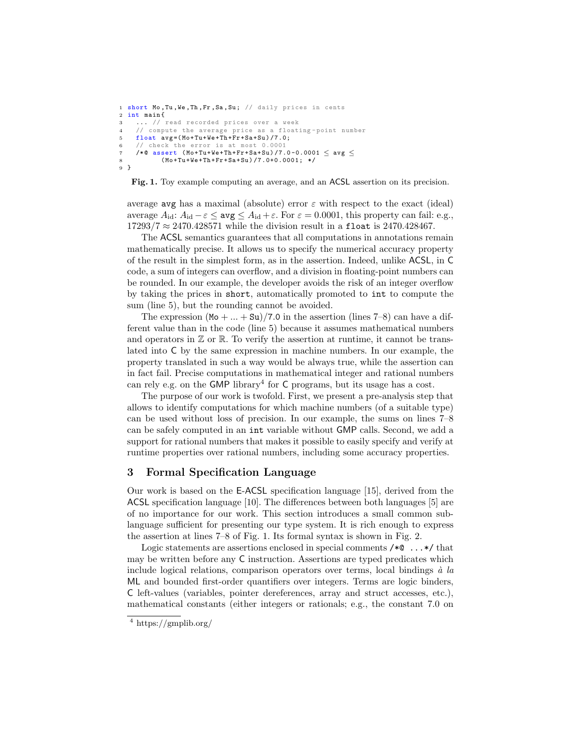```
1 short Mo,Tu,We,Th,Fr,Sa,Su; // daily prices in cents
2 int main{
3   ... // read recorded prices over a week
4   // compute the average price as a floating-point number
5   float avg=(Mo+Tu+We+Th+Fr+Sa+Su)/7.0;
6   // check the error is at most 0.0001
7   /*@ assert (Mo+Tu+We+Th+Fr+Sa+Su)/7.0-0.0001 ≤ avg ≤
8         (Mo+Tu+We+Th+Fr+Sa+Su)/7.0+0.0001; */
9 }
```

**Fig. 1.** Toy example computing an average, and an ACSL assertion on its precision.

average `avg` has a maximal (absolute) error $\varepsilon$ with respect to the exact (ideal) average $A_{\text{id}}$: $A_{\text{id}} - \varepsilon \leq$ `avg` $\leq A_{\text{id}} + \varepsilon$. For $\varepsilon = 0.0001$, this property can fail: e.g., $17293/7 \approx 2470.428571$ while the division result in a `float` is $2470.428467$.

The ACSL semantics guarantees that all computations in annotations remain mathematically precise. It allows us to specify the numerical accuracy property of the result in the simplest form, as in the assertion. Indeed, unlike ACSL, in C code, a sum of integers can overflow, and a division in floating-point numbers can be rounded. In our example, the developer avoids the risk of an integer overflow by taking the prices in `short`, automatically promoted to `int` to compute the sum (line 5), but the rounding cannot be avoided.

The expression (`Mo` + ... + `Su`)/`7.0` in the assertion (lines 7–8) can have a different value than in the code (line 5) because it assumes mathematical numbers and operators in $\mathbb{Z}$ or $\mathbb{R}$. To verify the assertion at runtime, it cannot be translated into C by the same expression in machine numbers. In our example, the property translated in such a way would be always true, while the assertion can in fact fail. Precise computations in mathematical integer and rational numbers can rely e.g. on the GMP library[4] for C programs, but its usage has a cost.

The purpose of our work is twofold. First, we present a pre-analysis step that allows to identify computations for which machine numbers (of a suitable type) can be used without loss of precision. In our example, the sums on lines 7–8 can be safely computed in an `int` variable without GMP calls. Second, we add a support for rational numbers that makes it possible to easily specify and verify at runtime properties over rational numbers, including some accuracy properties.

## 3 Formal Specification Language

Our work is based on the E-ACSL specification language [15], derived from the ACSL specification language [10]. The differences between both languages [5] are of no importance for our work. This section introduces a small common sublanguage sufficient for presenting our type system. It is rich enough to express the assertion at lines 7–8 of Fig. 1. Its formal syntax is shown in Fig. 2.

Logic statements are assertions enclosed in special comments `/*@ ...*/` that may be written before any C instruction. Assertions are typed predicates which include logical relations, comparison operators over terms, local bindings *à la* ML and bounded first-order quantifiers over integers. Terms are logic binders, C left-values (variables, pointer dereferences, array and struct accesses, etc.), mathematical constants (either integers or rationals; e.g., the constant 7.0 on

[4] https://gmplib.org/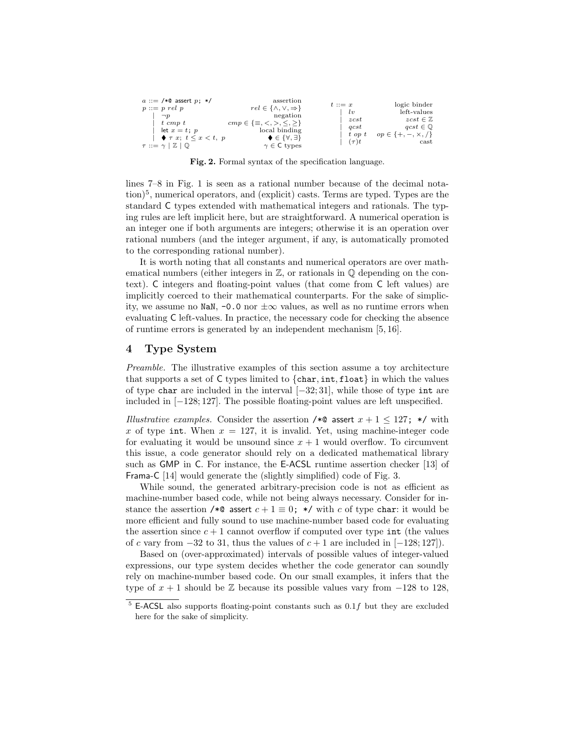$$
\begin{array}{llr}
a ::= \texttt{/*@ assert } p\texttt{; */} & & \text{assertion} \\
p ::= p \ rel \ p & & rel \in \{\wedge, \vee, \Rightarrow\} \\
\quad \mid \ \neg p & & \text{negation} \\
\quad \mid \ t \ cmp \ t & & cmp \in \{\equiv, <, >, \leq, \geq\} \\
\quad \mid \ \texttt{let } x = t\texttt{;} \ p & & \text{local binding} \\
\quad \mid \ \blacklozenge \ \tau \ x\texttt{;} \ t \leq x < t, \ p & & \blacklozenge \in \{\forall, \exists\} \\
\tau ::= \gamma \mid \mathbb{Z} \mid \mathbb{Q} & & \gamma \in \textsf{C} \text{ types}
\end{array}
\qquad
\begin{array}{llr}
t ::= x & & \text{logic binder} \\
\quad \mid \ lv & & \text{left-values} \\
\quad \mid \ zcst & & zcst \in \mathbb{Z} \\
\quad \mid \ qcst & & qcst \in \mathbb{Q} \\
\quad \mid \ t \ op \ t & & op \in \{+, -, \times, /\} \\
\quad \mid \ (\tau)t & & \text{cast}
\end{array}
$$

**Fig. 2.** Formal syntax of the specification language.

lines 7–8 in Fig. 1 is seen as a rational number because of the decimal notation)[5], numerical operators, and (explicit) casts. Terms are typed. Types are the standard C types extended with mathematical integers and rationals. The typing rules are left implicit here, but are straightforward. A numerical operation is an integer one if both arguments are integers; otherwise it is an operation over rational numbers (and the integer argument, if any, is automatically promoted to the corresponding rational number).

It is worth noting that all constants and numerical operators are over mathematical numbers (either integers in $\mathbb{Z}$, or rationals in $\mathbb{Q}$ depending on the context). C integers and floating-point values (that come from C left values) are implicitly coerced to their mathematical counterparts. For the sake of simplicity, we assume no `NaN`, `-0.0` nor $\pm\infty$ values, as well as no runtime errors when evaluating C left-values. In practice, the necessary code for checking the absence of runtime errors is generated by an independent mechanism [5, 16].

## 4 Type System

*Preamble.* The illustrative examples of this section assume a toy architecture that supports a set of C types limited to {`char`, `int`, `float`} in which the values of type `char` are included in the interval $[-32; 31]$, while those of type `int` are included in $[-128; 127]$. The possible floating-point values are left unspecified.

*Illustrative examples.* Consider the assertion `/*@ assert` $x + 1 \leq 127$`; */` with $x$ of type `int`. When $x = 127$, it is invalid. Yet, using machine-integer code for evaluating it would be unsound since $x + 1$ would overflow. To circumvent this issue, a code generator should rely on a dedicated mathematical library such as GMP in C. For instance, the E-ACSL runtime assertion checker [13] of Frama-C [14] would generate the (slightly simplified) code of Fig. 3.

While sound, the generated arbitrary-precision code is not as efficient as machine-number based code, while not being always necessary. Consider for instance the assertion `/*@ assert` $c + 1 \equiv 0$`; */` with $c$ of type `char`: it would be more efficient and fully sound to use machine-number based code for evaluating the assertion since $c + 1$ cannot overflow if computed over type `int` (the values of $c$ vary from $-32$ to 31, thus the values of $c + 1$ are included in $[-128; 127]$).

Based on (over-approximated) intervals of possible values of integer-valued expressions, our type system decides whether the code generator can soundly rely on machine-number based code. On our small examples, it infers that the type of $x + 1$ should be $\mathbb{Z}$ because its possible values vary from $-128$ to 128,

[5] E-ACSL also supports floating-point constants such as $0.1f$ but they are excluded here for the sake of simplicity.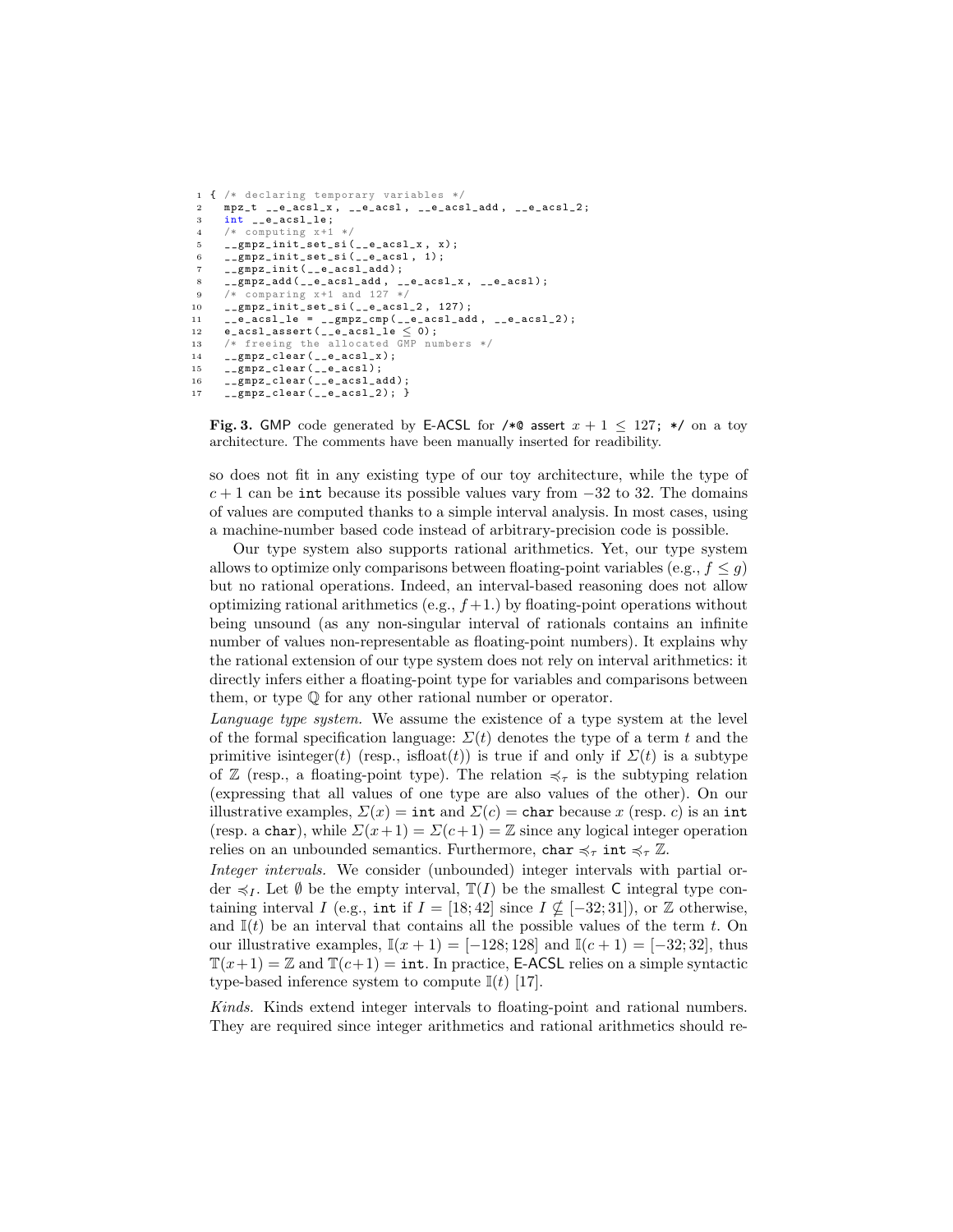```
1 { /* declaring temporary variables */
2   mpz_t __e_acsl_x, __e_acsl, __e_acsl_add, __e_acsl_2;
3   int __e_acsl_le;
4   /* computing x+1 */
5   __gmpz_init_set_si(__e_acsl_x, x);
6   __gmpz_init_set_si(__e_acsl, 1);
7   __gmpz_init(__e_acsl_add);
8   __gmpz_add(__e_acsl_add, __e_acsl_x, __e_acsl);
9   /* comparing x+1 and 127 */
10  __gmpz_init_set_si(__e_acsl_2, 127);
11  __e_acsl_le = __gmpz_cmp(__e_acsl_add, __e_acsl_2);
12  e_acsl_assert(__e_acsl_le ≤ 0);
13  /* freeing the allocated GMP numbers */
14  __gmpz_clear(__e_acsl_x);
15  __gmpz_clear(__e_acsl);
16  __gmpz_clear(__e_acsl_add);
17  __gmpz_clear(__e_acsl_2); }
```

**Fig. 3.** GMP code generated by E-ACSL for `/*@ assert` $x + 1 \leq 127$`; */` on a toy architecture. The comments have been manually inserted for readibility.

so does not fit in any existing type of our toy architecture, while the type of $c + 1$ can be `int` because its possible values vary from $-32$ to $32$. The domains of values are computed thanks to a simple interval analysis. In most cases, using a machine-number based code instead of arbitrary-precision code is possible.

Our type system also supports rational arithmetics. Yet, our type system allows to optimize only comparisons between floating-point variables (e.g., $f \leq g$) but no rational operations. Indeed, an interval-based reasoning does not allow optimizing rational arithmetics (e.g., $f + 1.$) by floating-point operations without being unsound (as any non-singular interval of rationals contains an infinite number of values non-representable as floating-point numbers). It explains why the rational extension of our type system does not rely on interval arithmetics: it directly infers either a floating-point type for variables and comparisons between them, or type $\mathbb{Q}$ for any other rational number or operator.

*Language type system.* We assume the existence of a type system at the level of the formal specification language: $\Sigma(t)$ denotes the type of a term $t$ and the primitive isinteger$(t)$ (resp., isfloat$(t)$) is true if and only if $\Sigma(t)$ is a subtype of $\mathbb{Z}$ (resp., a floating-point type). The relation $\preccurlyeq_\tau$ is the subtyping relation (expressing that all values of one type are also values of the other). On our illustrative examples, $\Sigma(x) =$ `int` and $\Sigma(c) =$ `char` because $x$ (resp. $c$) is an `int` (resp. a `char`), while $\Sigma(x+1) = \Sigma(c+1) = \mathbb{Z}$ since any logical integer operation relies on an unbounded semantics. Furthermore, `char` $\preccurlyeq_\tau$ `int` $\preccurlyeq_\tau \mathbb{Z}$.

*Integer intervals.* We consider (unbounded) integer intervals with partial order $\preccurlyeq_I$. Let $\emptyset$ be the empty interval, $\mathbb{T}(I)$ be the smallest C integral type containing interval $I$ (e.g., `int` if $I = [18; 42]$ since $I \nsubseteq [-32; 31]$), or $\mathbb{Z}$ otherwise, and $\mathbb{I}(t)$ be an interval that contains all the possible values of the term $t$. On our illustrative examples, $\mathbb{I}(x + 1) = [-128; 128]$ and $\mathbb{I}(c + 1) = [-32; 32]$, thus $\mathbb{T}(x+1) = \mathbb{Z}$ and $\mathbb{T}(c+1) =$ `int`. In practice, E-ACSL relies on a simple syntactic type-based inference system to compute $\mathbb{I}(t)$ [17].

*Kinds.* Kinds extend integer intervals to floating-point and rational numbers. They are required since integer arithmetics and rational arithmetics should re-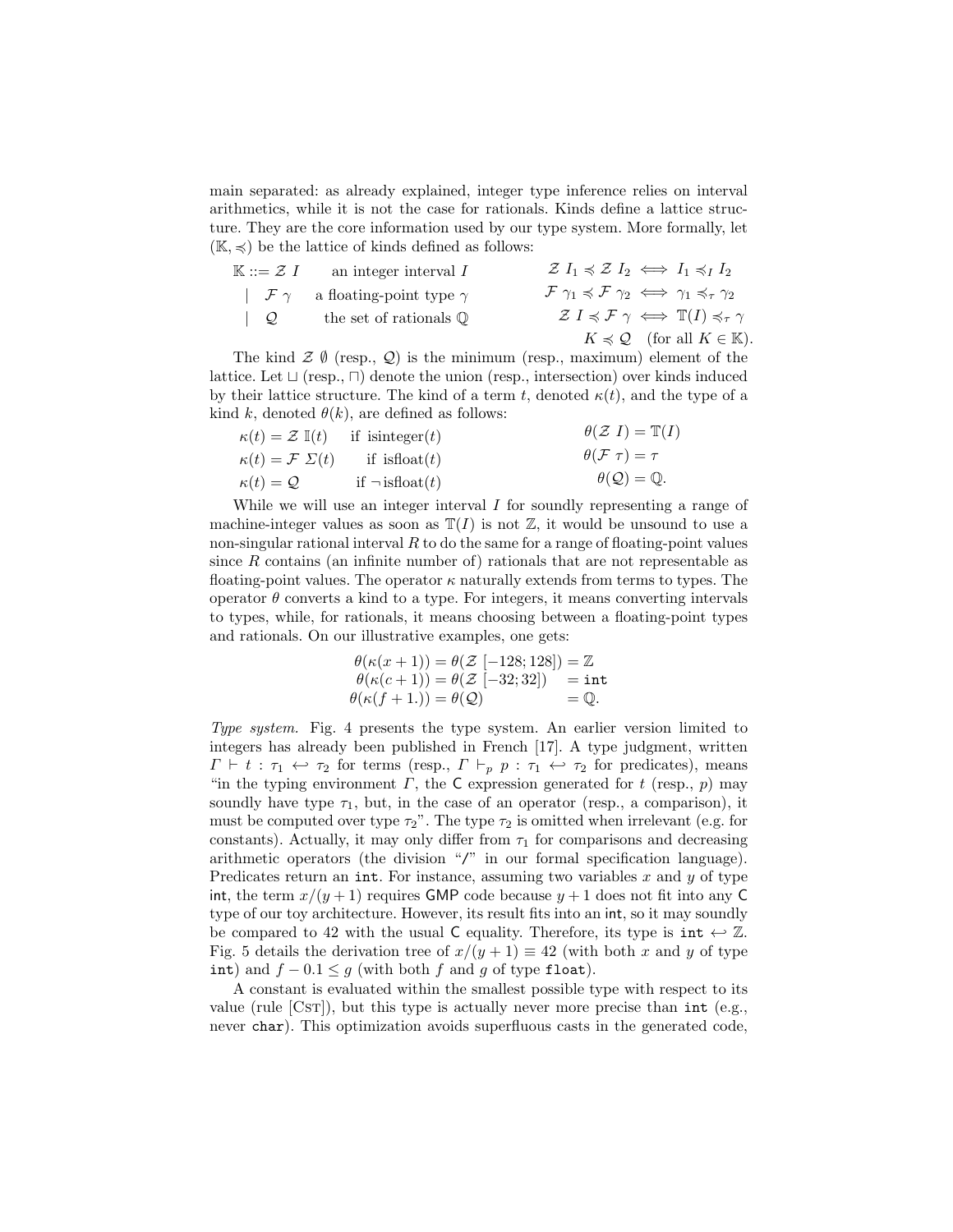main separated: as already explained, integer type inference relies on interval arithmetics, while it is not the case for rationals. Kinds define a lattice structure. They are the core information used by our type system. More formally, let $(\mathbb{K}, \preccurlyeq)$ be the lattice of kinds defined as follows:

$$
\begin{array}{llcr}
\mathbb{K} ::= \mathcal{Z}\ I & \text{an integer interval } I & & \mathcal{Z}\ I_1 \preccurlyeq \mathcal{Z}\ I_2 \iff I_1 \preccurlyeq_I I_2 \\
\quad\mid\ \mathcal{F}\ \gamma & \text{a floating-point type } \gamma & & \mathcal{F}\ \gamma_1 \preccurlyeq \mathcal{F}\ \gamma_2 \iff \gamma_1 \preccurlyeq_\tau \gamma_2 \\
\quad\mid\ \mathcal{Q} & \text{the set of rationals } \mathbb{Q} & & \mathcal{Z}\ I \preccurlyeq \mathcal{F}\ \gamma \iff \mathbb{T}(I) \preccurlyeq_\tau \gamma \\
 & & & K \preccurlyeq \mathcal{Q} \quad (\text{for all } K \in \mathbb{K}).
\end{array}
$$

The kind $\mathcal{Z}\ \emptyset$ (resp., $\mathcal{Q}$) is the minimum (resp., maximum) element of the lattice. Let $\sqcup$ (resp., $\sqcap$) denote the union (resp., intersection) over kinds induced by their lattice structure. The kind of a term $t$, denoted $\kappa(t)$, and the type of a kind $k$, denoted $\theta(k)$, are defined as follows:

$$
\begin{array}{llcl}
\kappa(t) = \mathcal{Z}\ \mathbb{I}(t) & \text{if isinteger}(t) & & \theta(\mathcal{Z}\ I) = \mathbb{T}(I) \\
\kappa(t) = \mathcal{F}\ \Sigma(t) & \text{if isfloat}(t) & & \theta(\mathcal{F}\ \tau) = \tau \\
\kappa(t) = \mathcal{Q} & \text{if } \neg\text{isfloat}(t) & & \theta(\mathcal{Q}) = \mathbb{Q}.
\end{array}
$$

While we will use an integer interval $I$ for soundly representing a range of machine-integer values as soon as $\mathbb{T}(I)$ is not $\mathbb{Z}$, it would be unsound to use a non-singular rational interval $R$ to do the same for a range of floating-point values since $R$ contains (an infinite number of) rationals that are not representable as floating-point values. The operator $\kappa$ naturally extends from terms to types. The operator $\theta$ converts a kind to a type. For integers, it means converting intervals to types, while, for rationals, it means choosing between a floating-point types and rationals. On our illustrative examples, one gets:

$$
\begin{array}{rcl}
\theta(\kappa(x+1)) = \theta(\mathcal{Z}\ [-128; 128]) & = & \mathbb{Z} \\
\theta(\kappa(c+1)) = \theta(\mathcal{Z}\ [-32; 32]) & = & \texttt{int} \\
\theta(\kappa(f+1.)) = \theta(\mathcal{Q}) & = & \mathbb{Q}.
\end{array}
$$

*Type system.* Fig. 4 presents the type system. An earlier version limited to integers has already been published in French [17]. A type judgment, written $\Gamma \vdash t : \tau_1 \hookleftarrow \tau_2$ for terms (resp., $\Gamma \vdash_p p : \tau_1 \hookleftarrow \tau_2$ for predicates), means "in the typing environment $\Gamma$, the C expression generated for $t$ (resp., $p$) may soundly have type $\tau_1$, but, in the case of an operator (resp., a comparison), it must be computed over type $\tau_2$". The type $\tau_2$ is omitted when irrelevant (e.g. for constants). Actually, it may only differ from $\tau_1$ for comparisons and decreasing arithmetic operators (the division "/" in our formal specification language). Predicates return an `int`. For instance, assuming two variables $x$ and $y$ of type int, the term $x/(y+1)$ requires GMP code because $y+1$ does not fit into any C type of our toy architecture. However, its result fits into an `int`, so it may soundly be compared to 42 with the usual C equality. Therefore, its type is $\texttt{int} \hookleftarrow \mathbb{Z}$. Fig. 5 details the derivation tree of $x/(y+1) \equiv 42$ (with both $x$ and $y$ of type `int`) and $f - 0.1 \leq g$ (with both $f$ and $g$ of type `float`).

A constant is evaluated within the smallest possible type with respect to its value (rule [Cst]), but this type is actually never more precise than `int` (e.g., never `char`). This optimization avoids superfluous casts in the generated code,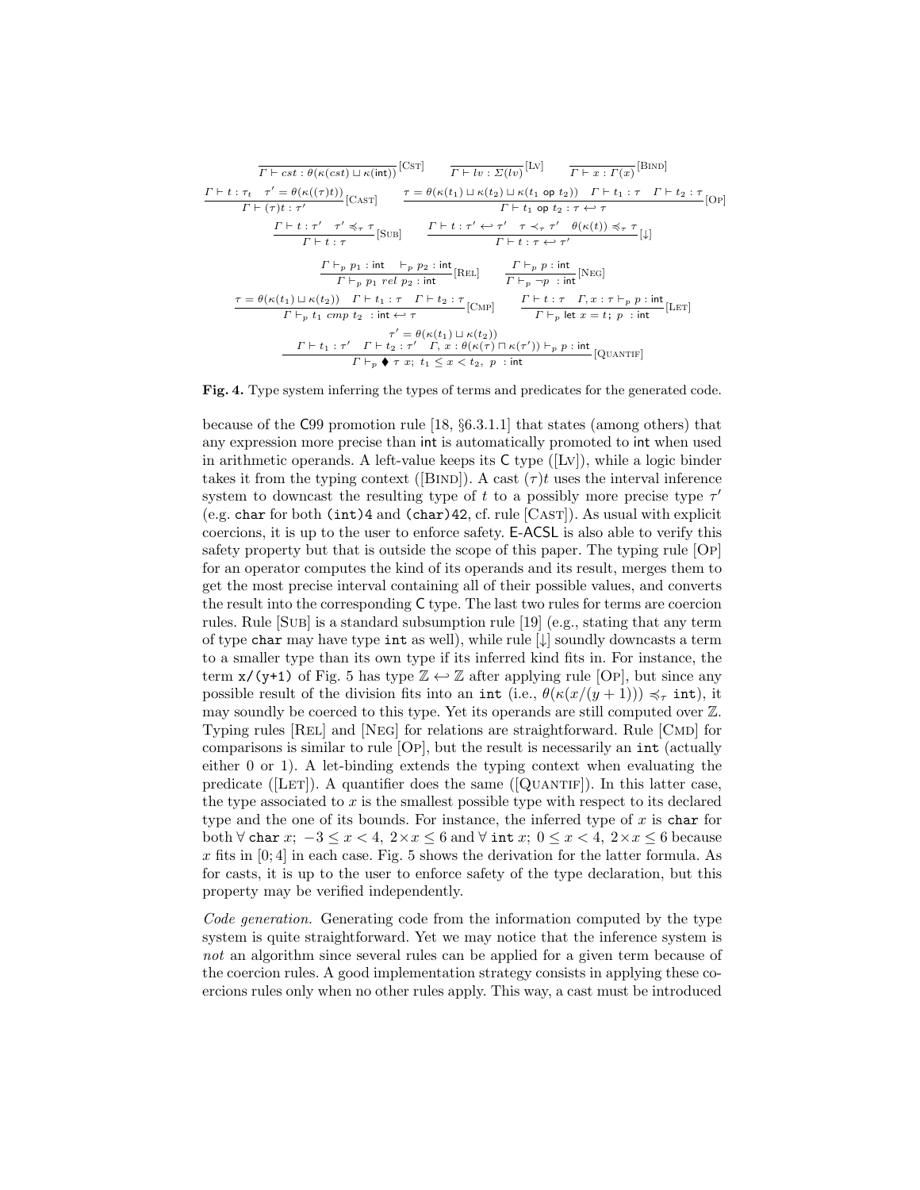$$\frac{}{\Gamma \vdash cst : \theta(\kappa(cst) \sqcup \kappa(\mathsf{int}))}[\textsc{Cst}] \qquad \frac{}{\Gamma \vdash lv : \Sigma(lv)}[\textsc{Lv}] \qquad \frac{}{\Gamma \vdash x : \Gamma(x)}[\textsc{Bind}]$$

$$\frac{\Gamma \vdash t : \tau_t \quad \tau' = \theta(\kappa((\tau)t))}{\Gamma \vdash (\tau)t : \tau'}[\textsc{Cast}] \qquad \frac{\tau = \theta(\kappa(t_1) \sqcup \kappa(t_2) \sqcup \kappa(t_1 \ \mathsf{op} \ t_2)) \quad \Gamma \vdash t_1 : \tau \quad \Gamma \vdash t_2 : \tau}{\Gamma \vdash t_1 \ \mathsf{op} \ t_2 : \tau \hookleftarrow \tau}[\textsc{Op}]$$

$$\frac{\Gamma \vdash t : \tau' \quad \tau' \preccurlyeq_\tau \tau}{\Gamma \vdash t : \tau}[\textsc{Sub}] \qquad \frac{\Gamma \vdash t : \tau' \hookleftarrow \tau' \quad \tau \prec_\tau \tau' \quad \theta(\kappa(t)) \preccurlyeq_\tau \tau}{\Gamma \vdash t : \tau \hookleftarrow \tau'}[\downarrow]$$

$$\frac{\Gamma \vdash_p p_1 : \mathsf{int} \quad \vdash_p p_2 : \mathsf{int}}{\Gamma \vdash_p p_1 \ rel \ p_2 : \mathsf{int}}[\textsc{Rel}] \qquad \frac{\Gamma \vdash_p p : \mathsf{int}}{\Gamma \vdash_p \neg p \ : \mathsf{int}}[\textsc{Neg}]$$

$$\frac{\tau = \theta(\kappa(t_1) \sqcup \kappa(t_2)) \quad \Gamma \vdash t_1 : \tau \quad \Gamma \vdash t_2 : \tau}{\Gamma \vdash_p t_1 \ cmp \ t_2 \ : \mathsf{int} \hookleftarrow \tau}[\textsc{Cmp}] \qquad \frac{\Gamma \vdash t : \tau \quad \Gamma, x : \tau \vdash_p p : \mathsf{int}}{\Gamma \vdash_p \mathsf{let} \ x = t; \ p \ : \mathsf{int}}[\textsc{Let}]$$

$$\frac{\tau' = \theta(\kappa(t_1) \sqcup \kappa(t_2)) \quad \Gamma \vdash t_1 : \tau' \quad \Gamma \vdash t_2 : \tau' \quad \Gamma, x : \theta(\kappa(\tau) \sqcap \kappa(\tau')) \vdash_p p : \mathsf{int}}{\Gamma \vdash_p \blacklozenge \ \tau \ x; \ t_1 \leq x < t_2, \ p \ : \mathsf{int}}[\textsc{Quantif}]$$

**Fig. 4.** Type system inferring the types of terms and predicates for the generated code.

because of the C99 promotion rule [18, §6.3.1.1] that states (among others) that any expression more precise than int is automatically promoted to int when used in arithmetic operands. A left-value keeps its C type ([Lv]), while a logic binder takes it from the typing context ([Bind]). A cast $(\tau)t$ uses the interval inference system to downcast the resulting type of $t$ to a possibly more precise type $\tau'$ (e.g. `char` for both `(int)4` and `(char)42`, cf. rule [Cast]). As usual with explicit coercions, it is up to the user to enforce safety. E-ACSL is also able to verify this safety property but that is outside the scope of this paper. The typing rule [Op] for an operator computes the kind of its operands and its result, merges them to get the most precise interval containing all of their possible values, and converts the result into the corresponding C type. The last two rules for terms are coercion rules. Rule [Sub] is a standard subsumption rule [19] (e.g., stating that any term of type `char` may have type `int` as well), while rule [$\downarrow$] soundly downcasts a term to a smaller type than its own type if its inferred kind fits in. For instance, the term `x/(y+1)` of Fig. 5 has type $\mathbb{Z} \hookleftarrow \mathbb{Z}$ after applying rule [Op], but since any possible result of the division fits into an `int` (i.e., $\theta(\kappa(x/(y+1))) \preccurlyeq_\tau$ `int`), it may soundly be coerced to this type. Yet its operands are still computed over $\mathbb{Z}$. Typing rules [Rel] and [Neg] for relations are straightforward. Rule [Cmd] for comparisons is similar to rule [Op], but the result is necessarily an `int` (actually either 0 or 1). A let-binding extends the typing context when evaluating the predicate ([Let]). A quantifier does the same ([Quantif]). In this latter case, the type associated to $x$ is the smallest possible type with respect to its declared type and the one of its bounds. For instance, the inferred type of $x$ is `char` for both $\forall$ `char` $x;\ -3 \leq x < 4,\ 2\times x \leq 6$ and $\forall$ `int` $x;\ 0 \leq x < 4,\ 2\times x \leq 6$ because $x$ fits in $[0; 4]$ in each case. Fig. 5 shows the derivation for the latter formula. As for casts, it is up to the user to enforce safety of the type declaration, but this property may be verified independently.

*Code generation.* Generating code from the information computed by the type system is quite straightforward. Yet we may notice that the inference system is *not* an algorithm since several rules can be applied for a given term because of the coercion rules. A good implementation strategy consists in applying these coercions rules only when no other rules apply. This way, a cast must be introduced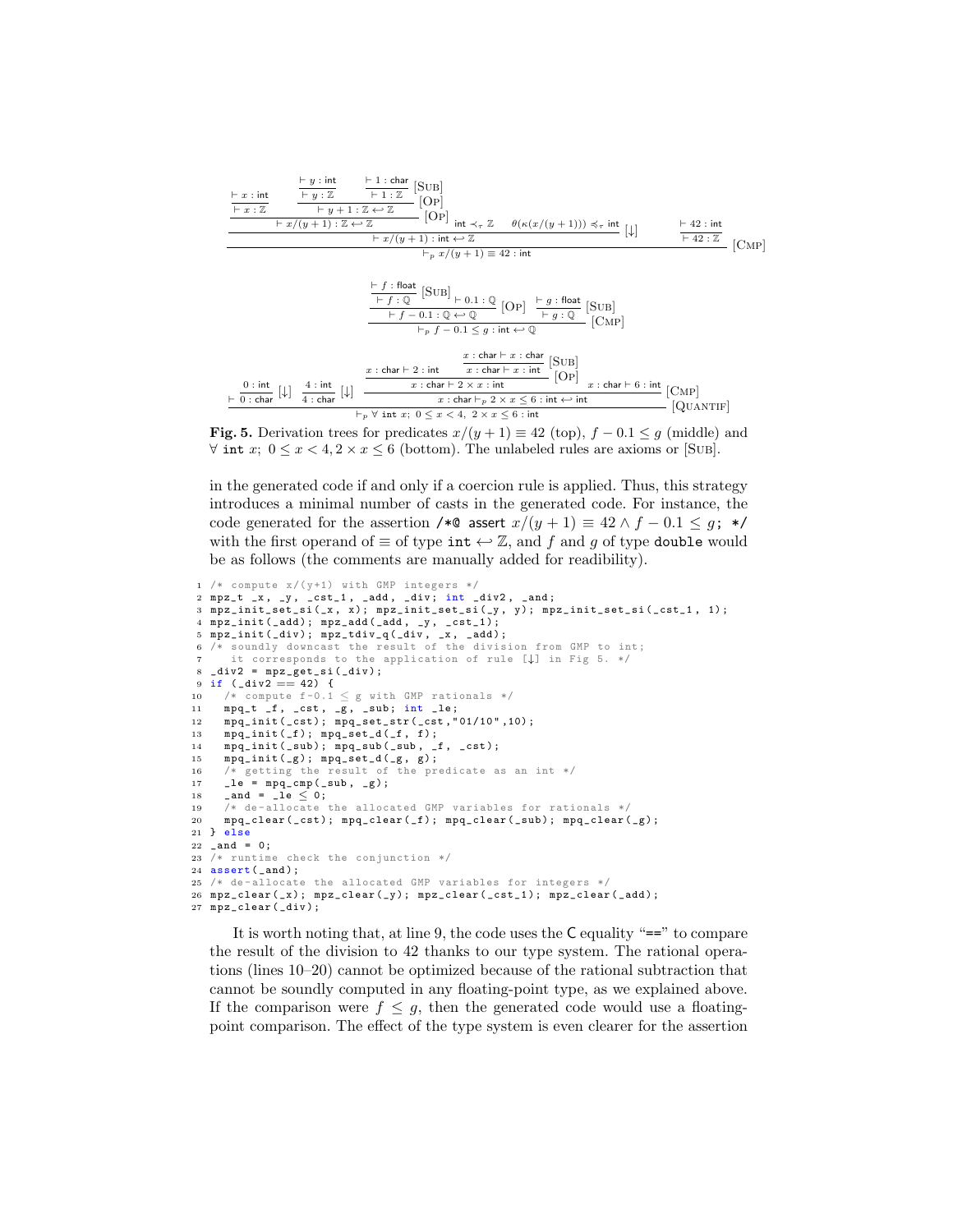$$\dfrac{\dfrac{\vdash x : \mathsf{int}}{\vdash x : \mathbb{Z}} \quad \dfrac{\dfrac{\vdash y : \mathsf{int}}{\vdash y : \mathbb{Z}} \quad \dfrac{\vdash 1 : \mathsf{char}}{\vdash 1 : \mathbb{Z}}\,[\text{SUB}]}{\vdash y+1 : \mathbb{Z} \hookleftarrow \mathbb{Z}}\,[\text{OP}]}{\dfrac{\vdash x/(y+1) : \mathbb{Z} \hookleftarrow \mathbb{Z} \quad \mathsf{int} \prec_\tau \mathbb{Z} \quad \theta(\kappa(x/(y+1))) \preccurlyeq_\tau \mathsf{int}}{\vdash x/(y+1) : \mathsf{int} \hookleftarrow \mathbb{Z}}\,[\downarrow]}\,[\text{OP}] \quad \dfrac{\vdash 42 : \mathsf{int}}{\vdash 42 : \mathbb{Z}}$$
$$\overline{\vdash_p x/(y+1) \equiv 42 : \mathsf{int}}\,[\text{CMP}]$$

$$\dfrac{\dfrac{\dfrac{\vdash f : \mathsf{float}}{\vdash f : \mathbb{Q}}\,[\text{SUB}] \quad \vdash 0.1 : \mathbb{Q}}{\vdash f - 0.1 : \mathbb{Q} \hookleftarrow \mathbb{Q}}\,[\text{OP}] \quad \dfrac{\vdash g : \mathsf{float}}{\vdash g : \mathbb{Q}}\,[\text{SUB}]}{\vdash_p f - 0.1 \leq g : \mathsf{int} \hookleftarrow \mathbb{Q}}\,[\text{CMP}]$$

$$\dfrac{\dfrac{0 : \mathsf{int}}{\vdash 0 : \mathsf{char}}\,[\downarrow] \quad \dfrac{4 : \mathsf{int}}{4 : \mathsf{char}}\,[\downarrow] \quad \dfrac{\dfrac{x : \mathsf{char} \vdash 2 : \mathsf{int} \quad \dfrac{x : \mathsf{char} \vdash x : \mathsf{char}}{x : \mathsf{char} \vdash x : \mathsf{int}}\,[\text{SUB}]}{x : \mathsf{char} \vdash 2 \times x : \mathsf{int}}\,[\text{OP}] \quad x : \mathsf{char} \vdash 6 : \mathsf{int}}{x : \mathsf{char} \vdash_p 2 \times x \leq 6 : \mathsf{int} \hookleftarrow \mathsf{int}}\,[\text{CMP}]}{\vdash_p \forall\, \mathsf{int}\ x;\ 0 \leq x < 4,\ 2 \times x \leq 6 : \mathsf{int}}\,[\text{QUANTIF}]$$

**Fig. 5.** Derivation trees for predicates $x/(y+1) \equiv 42$ (top), $f - 0.1 \leq g$ (middle) and $\forall$ `int` $x;\ 0 \leq x < 4, 2 \times x \leq 6$ (bottom). The unlabeled rules are axioms or [SUB].

in the generated code if and only if a coercion rule is applied. Thus, this strategy introduces a minimal number of casts in the generated code. For instance, the code generated for the assertion /*@ assert $x/(y+1) \equiv 42 \wedge f - 0.1 \leq g$; */ with the first operand of $\equiv$ of type int $\hookleftarrow \mathbb{Z}$, and $f$ and $g$ of type double would be as follows (the comments are manually added for readibility).

```
1  /* compute x/(y+1) with GMP integers */
2  mpz_t _x, _y, _cst_1, _add, _div; int _div2, _and;
3  mpz_init_set_si(_x, x); mpz_init_set_si(_y, y); mpz_init_set_si(_cst_1, 1);
4  mpz_init(_add); mpz_add(_add, _y, _cst_1);
5  mpz_init(_div); mpz_tdiv_q(_div, _x, _add);
6  /* soundly downcast the result of the division from GMP to int;
7     it corresponds to the application of rule [↓] in Fig 5. */
8  _div2 = mpz_get_si(_div);
9  if (_div2 == 42) {
10   /* compute f-0.1 ≤ g with GMP rationals */
11   mpq_t _f, _cst, _g, _sub; int _le;
12   mpq_init(_cst); mpq_set_str(_cst,"01/10",10);
13   mpq_init(_f); mpq_set_d(_f, f);
14   mpq_init(_sub); mpq_sub(_sub, _f, _cst);
15   mpq_init(_g); mpq_set_d(_g, g);
16   /* getting the result of the predicate as an int */
17   _le = mpq_cmp(_sub, _g);
18   _and = _le ≤ 0;
19   /* de-allocate the allocated GMP variables for rationals */
20   mpq_clear(_cst); mpq_clear(_f); mpq_clear(_sub); mpq_clear(_g);
21 } else
22 _and = 0;
23 /* runtime check the conjunction */
24 assert(_and);
25 /* de-allocate the allocated GMP variables for integers */
26 mpz_clear(_x); mpz_clear(_y); mpz_clear(_cst_1); mpz_clear(_add);
27 mpz_clear(_div);
```

It is worth noting that, at line 9, the code uses the C equality "==" to compare the result of the division to 42 thanks to our type system. The rational operations (lines 10–20) cannot be optimized because of the rational subtraction that cannot be soundly computed in any floating-point type, as we explained above. If the comparison were $f \leq g$, then the generated code would use a floating-point comparison. The effect of the type system is even clearer for the assertion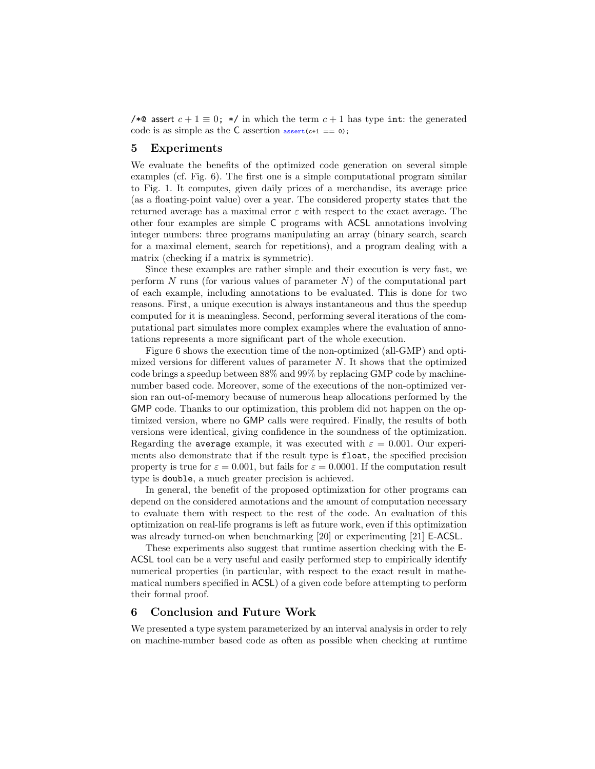/*@ assert $c + 1 \equiv 0$; */ in which the term $c + 1$ has type `int`: the generated code is as simple as the C assertion `assert(c+1 == 0);`

## 5 Experiments

We evaluate the benefits of the optimized code generation on several simple examples (cf. Fig. 6). The first one is a simple computational program similar to Fig. 1. It computes, given daily prices of a merchandise, its average price (as a floating-point value) over a year. The considered property states that the returned average has a maximal error $\varepsilon$ with respect to the exact average. The other four examples are simple C programs with ACSL annotations involving integer numbers: three programs manipulating an array (binary search, search for a maximal element, search for repetitions), and a program dealing with a matrix (checking if a matrix is symmetric).

Since these examples are rather simple and their execution is very fast, we perform $N$ runs (for various values of parameter $N$) of the computational part of each example, including annotations to be evaluated. This is done for two reasons. First, a unique execution is always instantaneous and thus the speedup computed for it is meaningless. Second, performing several iterations of the computational part simulates more complex examples where the evaluation of annotations represents a more significant part of the whole execution.

Figure 6 shows the execution time of the non-optimized (all-GMP) and optimized versions for different values of parameter $N$. It shows that the optimized code brings a speedup between 88% and 99% by replacing GMP code by machine-number based code. Moreover, some of the executions of the non-optimized version ran out-of-memory because of numerous heap allocations performed by the GMP code. Thanks to our optimization, this problem did not happen on the optimized version, where no GMP calls were required. Finally, the results of both versions were identical, giving confidence in the soundness of the optimization. Regarding the `average` example, it was executed with $\varepsilon = 0.001$. Our experiments also demonstrate that if the result type is `float`, the specified precision property is true for $\varepsilon = 0.001$, but fails for $\varepsilon = 0.0001$. If the computation result type is `double`, a much greater precision is achieved.

In general, the benefit of the proposed optimization for other programs can depend on the considered annotations and the amount of computation necessary to evaluate them with respect to the rest of the code. An evaluation of this optimization on real-life programs is left as future work, even if this optimization was already turned-on when benchmarking [20] or experimenting [21] E-ACSL.

These experiments also suggest that runtime assertion checking with the E-ACSL tool can be a very useful and easily performed step to empirically identify numerical properties (in particular, with respect to the exact result in mathematical numbers specified in ACSL) of a given code before attempting to perform their formal proof.

## 6 Conclusion and Future Work

We presented a type system parameterized by an interval analysis in order to rely on machine-number based code as often as possible when checking at runtime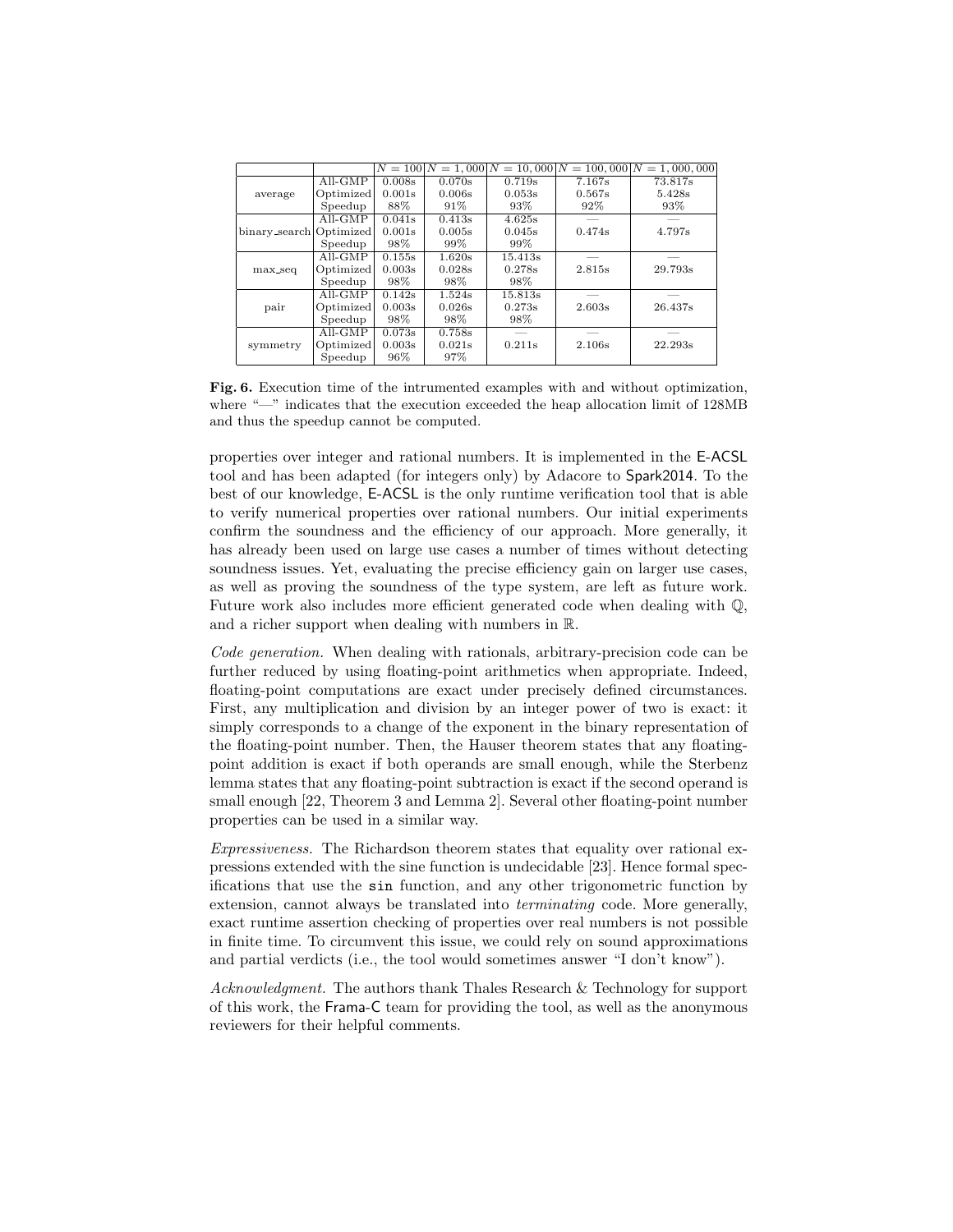| | | $N = 100$ | $N = 1,000$ | $N = 10,000$ | $N = 100,000$ | $N = 1,000,000$ |
|---|---|---|---|---|---|---|
| average | All-GMP | 0.008s | 0.070s | 0.719s | 7.167s | 73.817s |
| | Optimized | 0.001s | 0.006s | 0.053s | 0.567s | 5.428s |
| | Speedup | 88% | 91% | 93% | 92% | 93% |
| binary_search | All-GMP | 0.041s | 0.413s | 4.625s | — | — |
| | Optimized | 0.001s | 0.005s | 0.045s | 0.474s | 4.797s |
| | Speedup | 98% | 99% | 99% | | |
| max_seq | All-GMP | 0.155s | 1.620s | 15.413s | — | — |
| | Optimized | 0.003s | 0.028s | 0.278s | 2.815s | 29.793s |
| | Speedup | 98% | 98% | 98% | | |
| pair | All-GMP | 0.142s | 1.524s | 15.813s | — | — |
| | Optimized | 0.003s | 0.026s | 0.273s | 2.603s | 26.437s |
| | Speedup | 98% | 98% | 98% | | |
| symmetry | All-GMP | 0.073s | 0.758s | — | — | — |
| | Optimized | 0.003s | 0.021s | 0.211s | 2.106s | 22.293s |
| | Speedup | 96% | 97% | | | |

**Fig. 6.** Execution time of the intrumented examples with and without optimization, where "—" indicates that the execution exceeded the heap allocation limit of 128MB and thus the speedup cannot be computed.

properties over integer and rational numbers. It is implemented in the E-ACSL tool and has been adapted (for integers only) by Adacore to Spark2014. To the best of our knowledge, E-ACSL is the only runtime verification tool that is able to verify numerical properties over rational numbers. Our initial experiments confirm the soundness and the efficiency of our approach. More generally, it has already been used on large use cases a number of times without detecting soundness issues. Yet, evaluating the precise efficiency gain on larger use cases, as well as proving the soundness of the type system, are left as future work. Future work also includes more efficient generated code when dealing with $\mathbb{Q}$, and a richer support when dealing with numbers in $\mathbb{R}$.

*Code generation.* When dealing with rationals, arbitrary-precision code can be further reduced by using floating-point arithmetics when appropriate. Indeed, floating-point computations are exact under precisely defined circumstances. First, any multiplication and division by an integer power of two is exact: it simply corresponds to a change of the exponent in the binary representation of the floating-point number. Then, the Hauser theorem states that any floating-point addition is exact if both operands are small enough, while the Sterbenz lemma states that any floating-point subtraction is exact if the second operand is small enough [22, Theorem 3 and Lemma 2]. Several other floating-point number properties can be used in a similar way.

*Expressiveness.* The Richardson theorem states that equality over rational expressions extended with the sine function is undecidable [23]. Hence formal specifications that use the `sin` function, and any other trigonometric function by extension, cannot always be translated into *terminating* code. More generally, exact runtime assertion checking of properties over real numbers is not possible in finite time. To circumvent this issue, we could rely on sound approximations and partial verdicts (i.e., the tool would sometimes answer "I don't know").

*Acknowledgment.* The authors thank Thales Research & Technology for support of this work, the Frama-C team for providing the tool, as well as the anonymous reviewers for their helpful comments.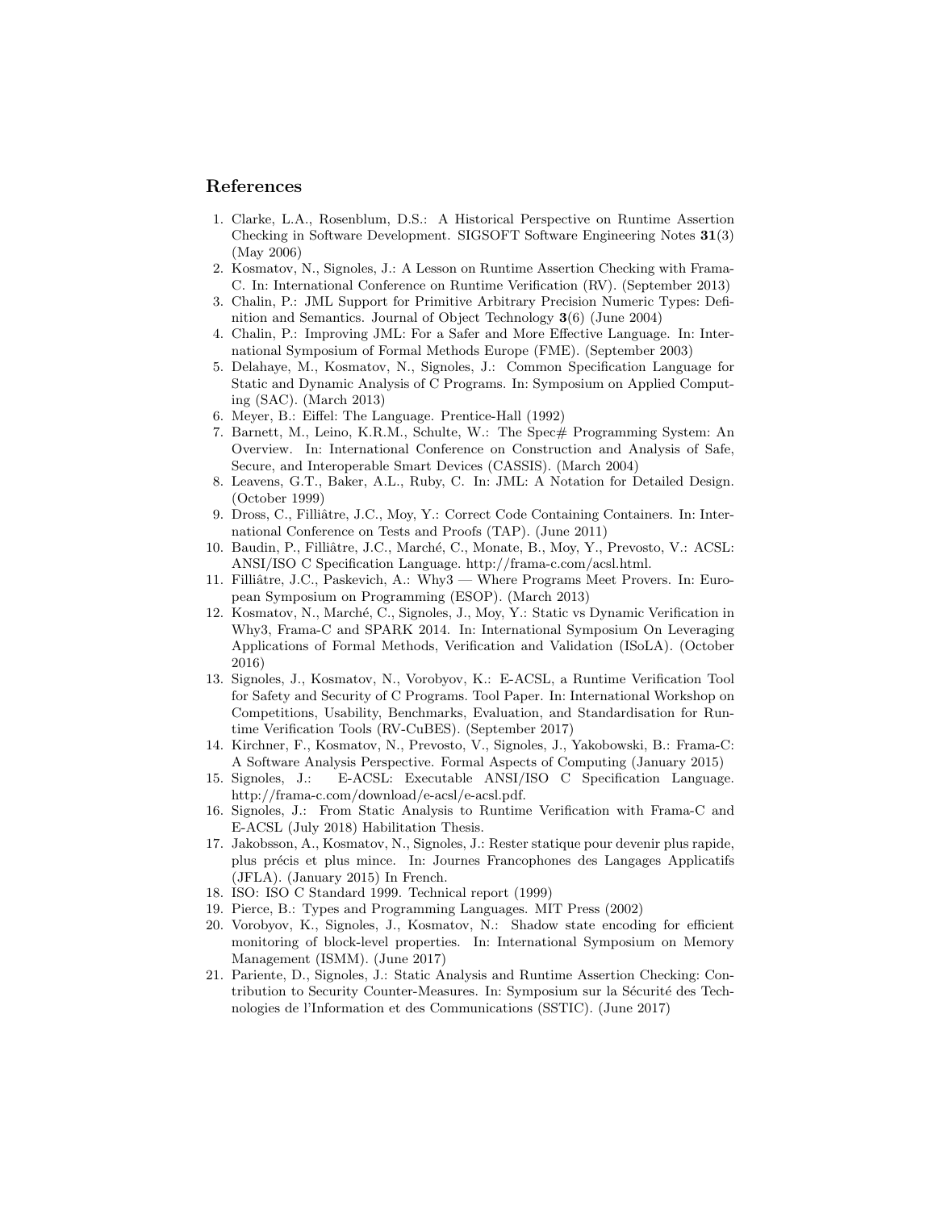## References

1. Clarke, L.A., Rosenblum, D.S.: A Historical Perspective on Runtime Assertion Checking in Software Development. SIGSOFT Software Engineering Notes **31**(3) (May 2006)
2. Kosmatov, N., Signoles, J.: A Lesson on Runtime Assertion Checking with Frama-C. In: International Conference on Runtime Verification (RV). (September 2013)
3. Chalin, P.: JML Support for Primitive Arbitrary Precision Numeric Types: Definition and Semantics. Journal of Object Technology **3**(6) (June 2004)
4. Chalin, P.: Improving JML: For a Safer and More Effective Language. In: International Symposium of Formal Methods Europe (FME). (September 2003)
5. Delahaye, M., Kosmatov, N., Signoles, J.: Common Specification Language for Static and Dynamic Analysis of C Programs. In: Symposium on Applied Computing (SAC). (March 2013)
6. Meyer, B.: Eiffel: The Language. Prentice-Hall (1992)
7. Barnett, M., Leino, K.R.M., Schulte, W.: The Spec# Programming System: An Overview. In: International Conference on Construction and Analysis of Safe, Secure, and Interoperable Smart Devices (CASSIS). (March 2004)
8. Leavens, G.T., Baker, A.L., Ruby, C. In: JML: A Notation for Detailed Design. (October 1999)
9. Dross, C., Filliâtre, J.C., Moy, Y.: Correct Code Containing Containers. In: International Conference on Tests and Proofs (TAP). (June 2011)
10. Baudin, P., Filliâtre, J.C., Marché, C., Monate, B., Moy, Y., Prevosto, V.: ACSL: ANSI/ISO C Specification Language. http://frama-c.com/acsl.html.
11. Filliâtre, J.C., Paskevich, A.: Why3 — Where Programs Meet Provers. In: European Symposium on Programming (ESOP). (March 2013)
12. Kosmatov, N., Marché, C., Signoles, J., Moy, Y.: Static vs Dynamic Verification in Why3, Frama-C and SPARK 2014. In: International Symposium On Leveraging Applications of Formal Methods, Verification and Validation (ISoLA). (October 2016)
13. Signoles, J., Kosmatov, N., Vorobyov, K.: E-ACSL, a Runtime Verification Tool for Safety and Security of C Programs. Tool Paper. In: International Workshop on Competitions, Usability, Benchmarks, Evaluation, and Standardisation for Runtime Verification Tools (RV-CuBES). (September 2017)
14. Kirchner, F., Kosmatov, N., Prevosto, V., Signoles, J., Yakobowski, B.: Frama-C: A Software Analysis Perspective. Formal Aspects of Computing (January 2015)
15. Signoles, J.: E-ACSL: Executable ANSI/ISO C Specification Language. http://frama-c.com/download/e-acsl/e-acsl.pdf.
16. Signoles, J.: From Static Analysis to Runtime Verification with Frama-C and E-ACSL (July 2018) Habilitation Thesis.
17. Jakobsson, A., Kosmatov, N., Signoles, J.: Rester statique pour devenir plus rapide, plus précis et plus mince. In: Journes Francophones des Langages Applicatifs (JFLA). (January 2015) In French.
18. ISO: ISO C Standard 1999. Technical report (1999)
19. Pierce, B.: Types and Programming Languages. MIT Press (2002)
20. Vorobyov, K., Signoles, J., Kosmatov, N.: Shadow state encoding for efficient monitoring of block-level properties. In: International Symposium on Memory Management (ISMM). (June 2017)
21. Pariente, D., Signoles, J.: Static Analysis and Runtime Assertion Checking: Contribution to Security Counter-Measures. In: Symposium sur la Sécurité des Technologies de l'Information et des Communications (SSTIC). (June 2017)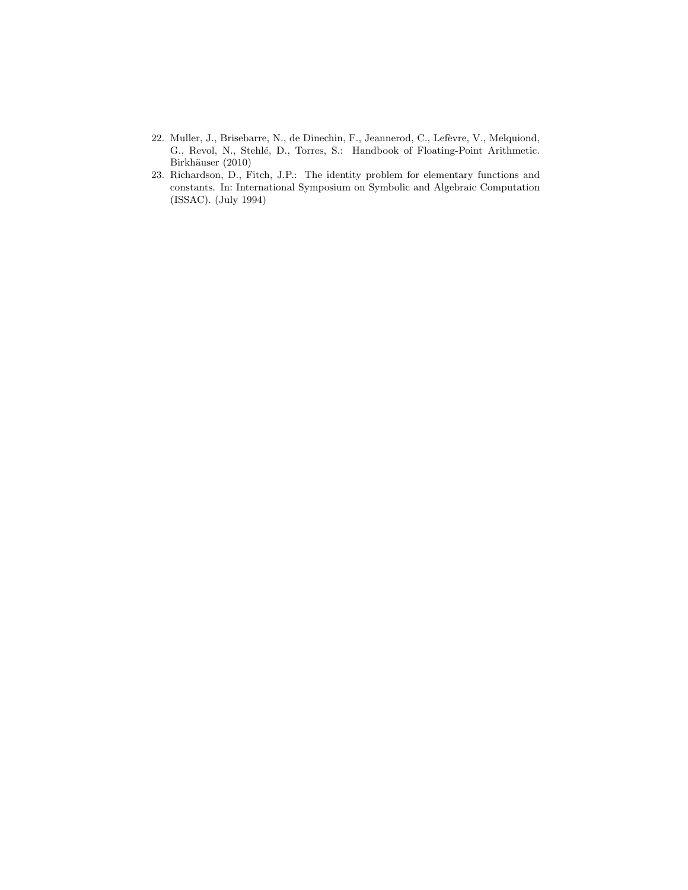22. Muller, J., Brisebarre, N., de Dinechin, F., Jeannerod, C., Lefèvre, V., Melquiond, G., Revol, N., Stehlé, D., Torres, S.: Handbook of Floating-Point Arithmetic. Birkhäuser (2010)
23. Richardson, D., Fitch, J.P.: The identity problem for elementary functions and constants. In: International Symposium on Symbolic and Algebraic Computation (ISSAC). (July 1994)